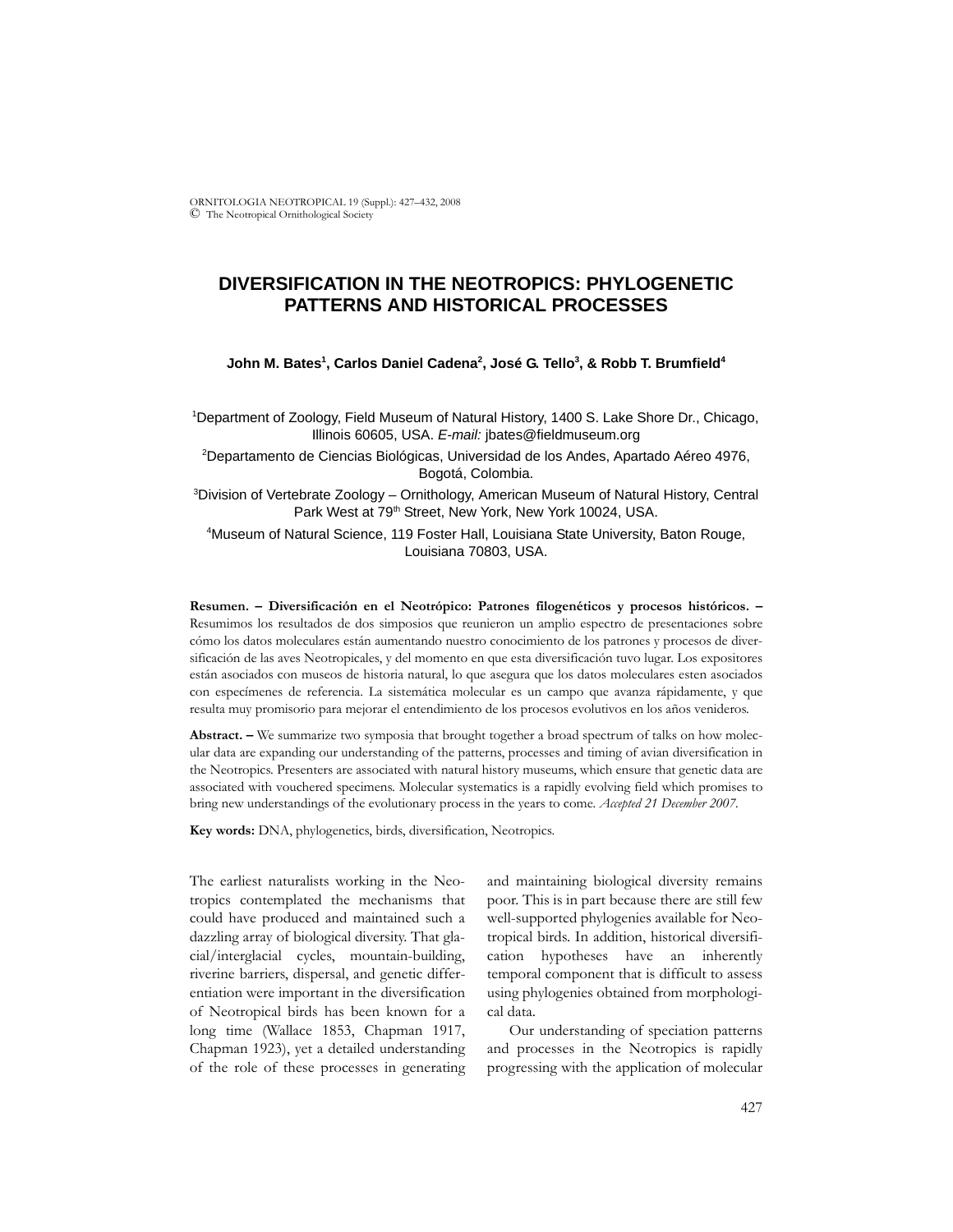# DIVERSIFICATION IN THE NEOTROPICS: PHYLOGENETIC PATTERNS AND HISTORICAL PROCESSES

**John M. Bates[1], Carlos Daniel Cadena[2], José G. Tello[3], & Robb T. Brumfield[4]**

[1]Department of Zoology, Field Museum of Natural History, 1400 S. Lake Shore Dr., Chicago, Illinois 60605, USA. *E-mail:* jbates@fieldmuseum.org

[2]Departamento de Ciencias Biológicas, Universidad de los Andes, Apartado Aéreo 4976, Bogotá, Colombia.

[3]Division of Vertebrate Zoology – Ornithology, American Museum of Natural History, Central Park West at 79th Street, New York, New York 10024, USA.

[4]Museum of Natural Science, 119 Foster Hall, Louisiana State University, Baton Rouge, Louisiana 70803, USA.

**Resumen. – Diversificación en el Neotrópico: Patrones filogenéticos y procesos históricos. –** Resumimos los resultados de dos simposios que reunieron un amplio espectro de presentaciones sobre cómo los datos moleculares están aumentando nuestro conocimiento de los patrones y procesos de diversificación de las aves Neotropicales, y del momento en que esta diversificación tuvo lugar. Los expositores están asociados con museos de historia natural, lo que asegura que los datos moleculares esten asociados con especímenes de referencia. La sistemática molecular es un campo que avanza rápidamente, y que resulta muy promisorio para mejorar el entendimiento de los procesos evolutivos en los años venideros.

**Abstract. –** We summarize two symposia that brought together a broad spectrum of talks on how molecular data are expanding our understanding of the patterns, processes and timing of avian diversification in the Neotropics. Presenters are associated with natural history museums, which ensure that genetic data are associated with vouchered specimens. Molecular systematics is a rapidly evolving field which promises to bring new understandings of the evolutionary process in the years to come. *Accepted 21 December 2007.*

**Key words:** DNA, phylogenetics, birds, diversification, Neotropics.

The earliest naturalists working in the Neotropics contemplated the mechanisms that could have produced and maintained such a dazzling array of biological diversity. That glacial/interglacial cycles, mountain-building, riverine barriers, dispersal, and genetic differentiation were important in the diversification of Neotropical birds has been known for a long time (Wallace 1853, Chapman 1917, Chapman 1923), yet a detailed understanding of the role of these processes in generating and maintaining biological diversity remains poor. This is in part because there are still few well-supported phylogenies available for Neotropical birds. In addition, historical diversification hypotheses have an inherently temporal component that is difficult to assess using phylogenies obtained from morphological data.

Our understanding of speciation patterns and processes in the Neotropics is rapidly progressing with the application of molecular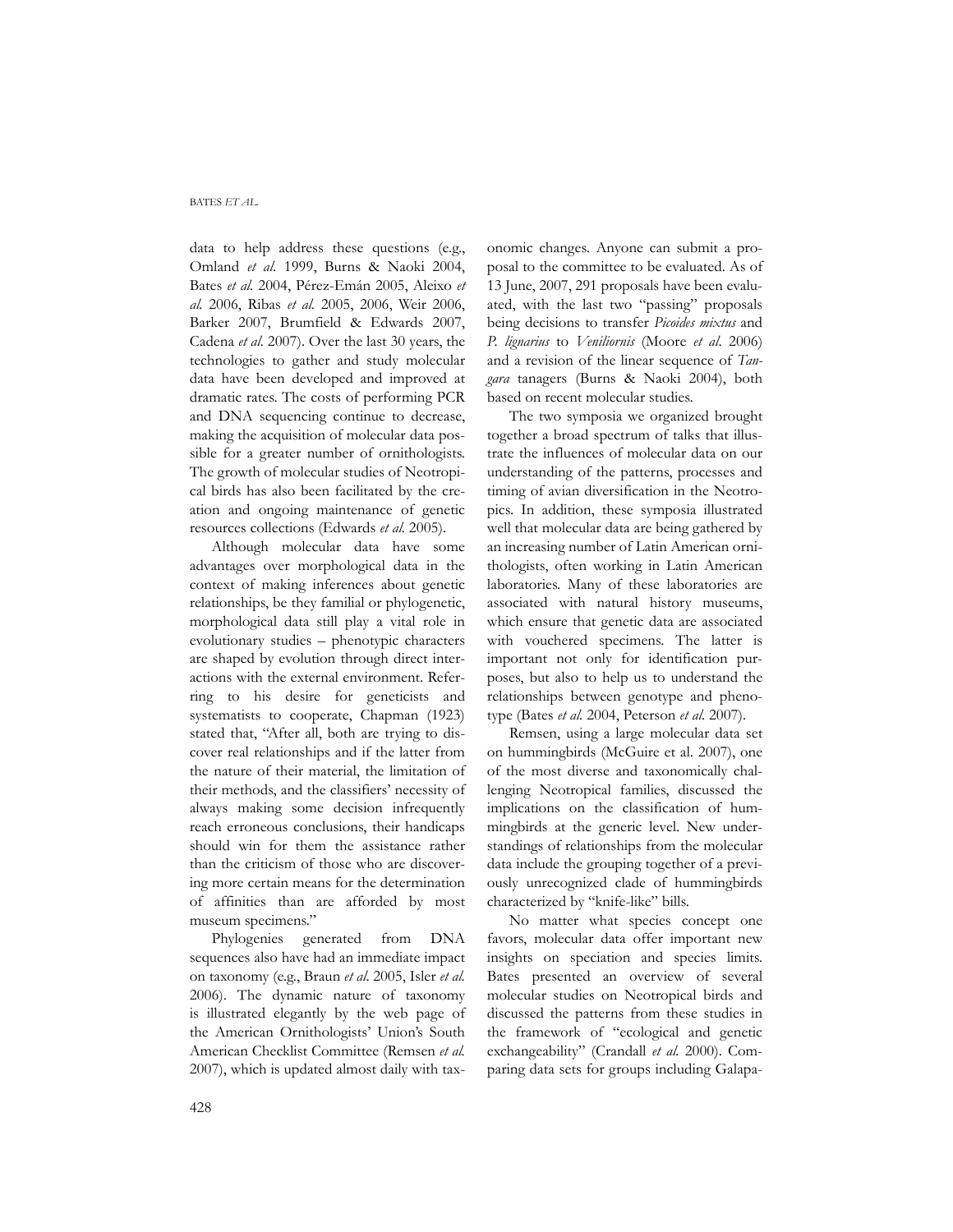data to help address these questions (e.g., Omland *et al.* 1999, Burns & Naoki 2004, Bates *et al.* 2004, Pérez-Emán 2005, Aleixo *et al.* 2006, Ribas *et al.* 2005, 2006, Weir 2006, Barker 2007, Brumfield & Edwards 2007, Cadena *et al.* 2007). Over the last 30 years, the technologies to gather and study molecular data have been developed and improved at dramatic rates. The costs of performing PCR and DNA sequencing continue to decrease, making the acquisition of molecular data possible for a greater number of ornithologists. The growth of molecular studies of Neotropical birds has also been facilitated by the creation and ongoing maintenance of genetic resources collections (Edwards *et al.* 2005).

Although molecular data have some advantages over morphological data in the context of making inferences about genetic relationships, be they familial or phylogenetic, morphological data still play a vital role in evolutionary studies – phenotypic characters are shaped by evolution through direct interactions with the external environment. Referring to his desire for geneticists and systematists to cooperate, Chapman (1923) stated that, "After all, both are trying to discover real relationships and if the latter from the nature of their material, the limitation of their methods, and the classifiers' necessity of always making some decision infrequently reach erroneous conclusions, their handicaps should win for them the assistance rather than the criticism of those who are discovering more certain means for the determination of affinities than are afforded by most museum specimens."

Phylogenies generated from DNA sequences also have had an immediate impact on taxonomy (e.g., Braun *et al.* 2005, Isler *et al.* 2006). The dynamic nature of taxonomy is illustrated elegantly by the web page of the American Ornithologists' Union's South American Checklist Committee (Remsen *et al.* 2007), which is updated almost daily with taxonomic changes. Anyone can submit a proposal to the committee to be evaluated. As of 13 June, 2007, 291 proposals have been evaluated, with the last two "passing" proposals being decisions to transfer *Picoides mixtus* and *P. lignarius* to *Veniliornis* (Moore *et al.* 2006) and a revision of the linear sequence of *Tangara* tanagers (Burns & Naoki 2004), both based on recent molecular studies.

The two symposia we organized brought together a broad spectrum of talks that illustrate the influences of molecular data on our understanding of the patterns, processes and timing of avian diversification in the Neotropics. In addition, these symposia illustrated well that molecular data are being gathered by an increasing number of Latin American ornithologists, often working in Latin American laboratories. Many of these laboratories are associated with natural history museums, which ensure that genetic data are associated with vouchered specimens. The latter is important not only for identification purposes, but also to help us to understand the relationships between genotype and phenotype (Bates *et al.* 2004, Peterson *et al.* 2007).

Remsen, using a large molecular data set on hummingbirds (McGuire et al. 2007), one of the most diverse and taxonomically challenging Neotropical families, discussed the implications on the classification of hummingbirds at the generic level. New understandings of relationships from the molecular data include the grouping together of a previously unrecognized clade of hummingbirds characterized by "knife-like" bills.

No matter what species concept one favors, molecular data offer important new insights on speciation and species limits. Bates presented an overview of several molecular studies on Neotropical birds and discussed the patterns from these studies in the framework of "ecological and genetic exchangeability" (Crandall *et al.* 2000). Comparing data sets for groups including Galapa-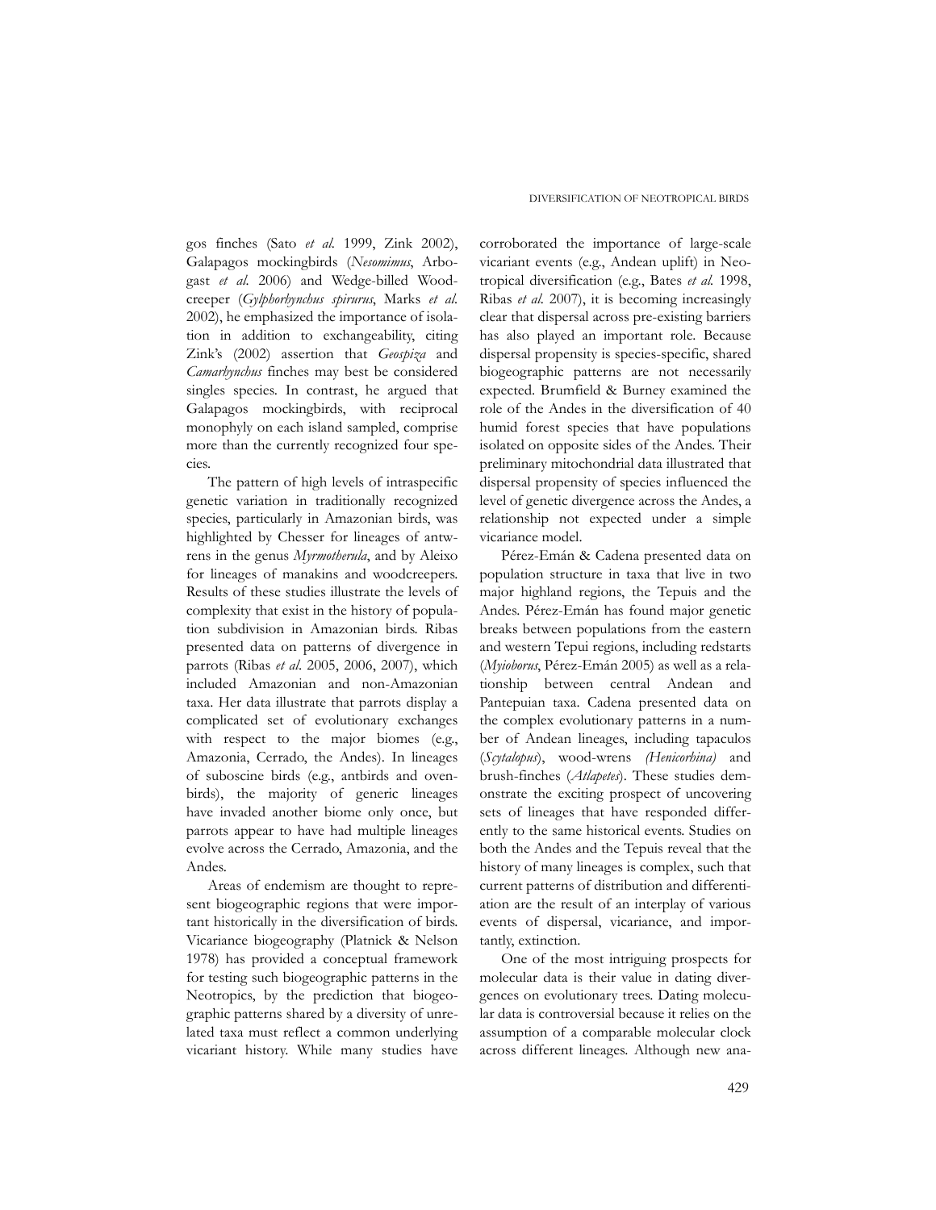gos finches (Sato *et al.* 1999, Zink 2002), Galapagos mockingbirds (*Nesomimus*, Arbogast *et al.* 2006) and Wedge-billed Woodcreeper (*Gylphorhynchus spirurus*, Marks *et al.* 2002), he emphasized the importance of isolation in addition to exchangeability, citing Zink's (2002) assertion that *Geospiza* and *Camarhynchus* finches may best be considered singles species. In contrast, he argued that Galapagos mockingbirds, with reciprocal monophyly on each island sampled, comprise more than the currently recognized four species.

The pattern of high levels of intraspecific genetic variation in traditionally recognized species, particularly in Amazonian birds, was highlighted by Chesser for lineages of antwrens in the genus *Myrmotherula*, and by Aleixo for lineages of manakins and woodcreepers. Results of these studies illustrate the levels of complexity that exist in the history of population subdivision in Amazonian birds. Ribas presented data on patterns of divergence in parrots (Ribas *et al*. 2005, 2006, 2007), which included Amazonian and non-Amazonian taxa. Her data illustrate that parrots display a complicated set of evolutionary exchanges with respect to the major biomes (e.g., Amazonia, Cerrado, the Andes). In lineages of suboscine birds (e.g., antbirds and ovenbirds), the majority of generic lineages have invaded another biome only once, but parrots appear to have had multiple lineages evolve across the Cerrado, Amazonia, and the Andes.

Areas of endemism are thought to represent biogeographic regions that were important historically in the diversification of birds. Vicariance biogeography (Platnick & Nelson 1978) has provided a conceptual framework for testing such biogeographic patterns in the Neotropics, by the prediction that biogeographic patterns shared by a diversity of unrelated taxa must reflect a common underlying vicariant history. While many studies have corroborated the importance of large-scale vicariant events (e.g., Andean uplift) in Neotropical diversification (e.g., Bates *et al.* 1998, Ribas *et al.* 2007), it is becoming increasingly clear that dispersal across pre-existing barriers has also played an important role. Because dispersal propensity is species-specific, shared biogeographic patterns are not necessarily expected. Brumfield & Burney examined the role of the Andes in the diversification of 40 humid forest species that have populations isolated on opposite sides of the Andes. Their preliminary mitochondrial data illustrated that dispersal propensity of species influenced the level of genetic divergence across the Andes, a relationship not expected under a simple vicariance model.

Pérez-Emán & Cadena presented data on population structure in taxa that live in two major highland regions, the Tepuis and the Andes. Pérez-Emán has found major genetic breaks between populations from the eastern and western Tepui regions, including redstarts (*Myioborus*, Pérez-Emán 2005) as well as a relationship between central Andean and Pantepuian taxa. Cadena presented data on the complex evolutionary patterns in a number of Andean lineages, including tapaculos (*Scytalopus*), wood-wrens *(Henicorhina)* and brush-finches (*Atlapetes*). These studies demonstrate the exciting prospect of uncovering sets of lineages that have responded differently to the same historical events. Studies on both the Andes and the Tepuis reveal that the history of many lineages is complex, such that current patterns of distribution and differentiation are the result of an interplay of various events of dispersal, vicariance, and importantly, extinction.

One of the most intriguing prospects for molecular data is their value in dating divergences on evolutionary trees. Dating molecular data is controversial because it relies on the assumption of a comparable molecular clock across different lineages. Although new ana-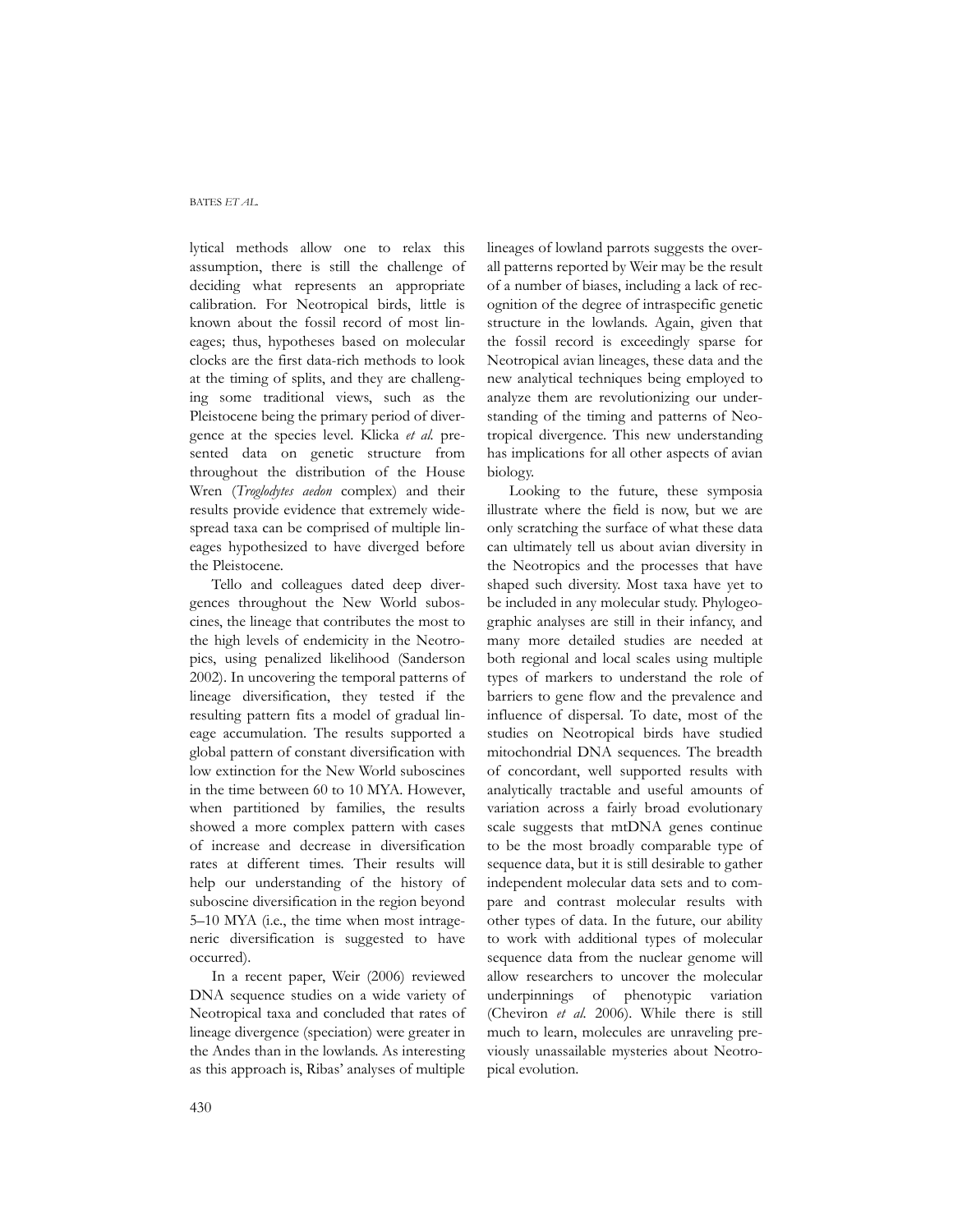lytical methods allow one to relax this assumption, there is still the challenge of deciding what represents an appropriate calibration. For Neotropical birds, little is known about the fossil record of most lineages; thus, hypotheses based on molecular clocks are the first data-rich methods to look at the timing of splits, and they are challenging some traditional views, such as the Pleistocene being the primary period of divergence at the species level. Klicka *et al.* presented data on genetic structure from throughout the distribution of the House Wren (*Troglodytes aedon* complex) and their results provide evidence that extremely widespread taxa can be comprised of multiple lineages hypothesized to have diverged before the Pleistocene.

Tello and colleagues dated deep divergences throughout the New World suboscines, the lineage that contributes the most to the high levels of endemicity in the Neotropics, using penalized likelihood (Sanderson 2002). In uncovering the temporal patterns of lineage diversification, they tested if the resulting pattern fits a model of gradual lineage accumulation. The results supported a global pattern of constant diversification with low extinction for the New World suboscines in the time between 60 to 10 MYA. However, when partitioned by families, the results showed a more complex pattern with cases of increase and decrease in diversification rates at different times. Their results will help our understanding of the history of suboscine diversification in the region beyond 5–10 MYA (i.e., the time when most intrageneric diversification is suggested to have occurred).

In a recent paper, Weir (2006) reviewed DNA sequence studies on a wide variety of Neotropical taxa and concluded that rates of lineage divergence (speciation) were greater in the Andes than in the lowlands. As interesting as this approach is, Ribas' analyses of multiple lineages of lowland parrots suggests the overall patterns reported by Weir may be the result of a number of biases, including a lack of recognition of the degree of intraspecific genetic structure in the lowlands. Again, given that the fossil record is exceedingly sparse for Neotropical avian lineages, these data and the new analytical techniques being employed to analyze them are revolutionizing our understanding of the timing and patterns of Neotropical divergence. This new understanding has implications for all other aspects of avian biology.

Looking to the future, these symposia illustrate where the field is now, but we are only scratching the surface of what these data can ultimately tell us about avian diversity in the Neotropics and the processes that have shaped such diversity. Most taxa have yet to be included in any molecular study. Phylogeographic analyses are still in their infancy, and many more detailed studies are needed at both regional and local scales using multiple types of markers to understand the role of barriers to gene flow and the prevalence and influence of dispersal. To date, most of the studies on Neotropical birds have studied mitochondrial DNA sequences. The breadth of concordant, well supported results with analytically tractable and useful amounts of variation across a fairly broad evolutionary scale suggests that mtDNA genes continue to be the most broadly comparable type of sequence data, but it is still desirable to gather independent molecular data sets and to compare and contrast molecular results with other types of data. In the future, our ability to work with additional types of molecular sequence data from the nuclear genome will allow researchers to uncover the molecular underpinnings of phenotypic variation (Cheviron *et al.* 2006). While there is still much to learn, molecules are unraveling previously unassailable mysteries about Neotropical evolution.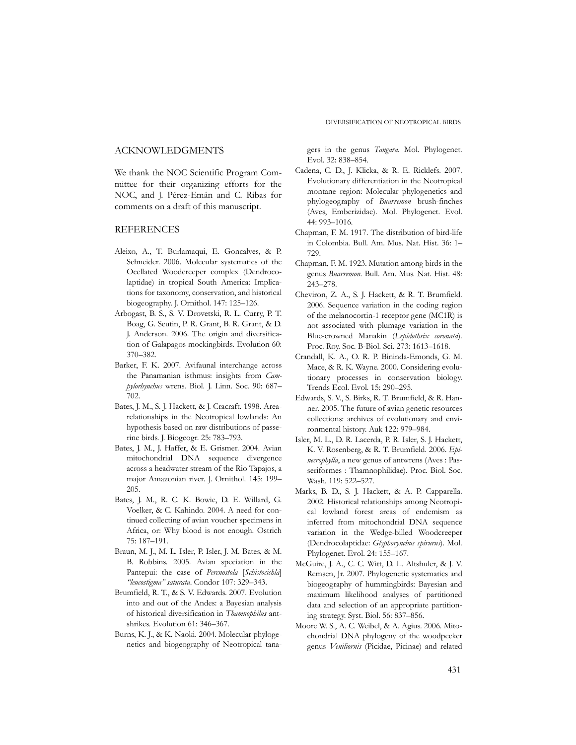## ACKNOWLEDGMENTS

We thank the NOC Scientific Program Committee for their organizing efforts for the NOC, and J. Pérez-Emán and C. Ribas for comments on a draft of this manuscript.

## REFERENCES

Aleixo, A., T. Burlamaqui, E. Goncalves, & P. Schneider. 2006. Molecular systematics of the Ocellated Woodcreeper complex (Dendrocolaptidae) in tropical South America: Implications for taxonomy, conservation, and historical biogeography. J. Ornithol. 147: 125–126.

Arbogast, B. S., S. V. Drovetski, R. L. Curry, P. T. Boag, G. Seutin, P. R. Grant, B. R. Grant, & D. J. Anderson. 2006. The origin and diversification of Galapagos mockingbirds. Evolution 60: 370–382.

Barker, F. K. 2007. Avifaunal interchange across the Panamanian isthmus: insights from *Campylorhynchus* wrens. Biol. J. Linn. Soc. 90: 687–702.

Bates, J. M., S. J. Hackett, & J. Cracraft. 1998. Area-relationships in the Neotropical lowlands: An hypothesis based on raw distributions of passerine birds. J. Biogeogr. 25: 783–793.

Bates, J. M., J. Haffer, & E. Grismer. 2004. Avian mitochondrial DNA sequence divergence across a headwater stream of the Rio Tapajos, a major Amazonian river. J. Ornithol. 145: 199–205.

Bates, J. M., R. C. K. Bowie, D. E. Willard, G. Voelker, & C. Kahindo. 2004. A need for continued collecting of avian voucher specimens in Africa, or: Why blood is not enough. Ostrich 75: 187–191.

Braun, M. J., M. L. Isler, P. Isler, J. M. Bates, & M. B. Robbins. 2005. Avian speciation in the Pantepui: the case of *Percnostola* [*Schistocichla*] *"leucostigma" saturata*. Condor 107: 329–343.

Brumfield, R. T., & S. V. Edwards. 2007. Evolution into and out of the Andes: a Bayesian analysis of historical diversification in *Thamnophilus* antshrikes. Evolution 61: 346–367.

Burns, K. J., & K. Naoki. 2004. Molecular phylogenetics and biogeography of Neotropical tanagers in the genus *Tangara*. Mol. Phylogenet. Evol. 32: 838–854.

Cadena, C. D., J. Klicka, & R. E. Ricklefs. 2007. Evolutionary differentiation in the Neotropical montane region: Molecular phylogenetics and phylogeography of *Buarremon* brush-finches (Aves, Emberizidae). Mol. Phylogenet. Evol. 44: 993–1016.

Chapman, F. M. 1917. The distribution of bird-life in Colombia. Bull. Am. Mus. Nat. Hist. 36: 1–729.

Chapman, F. M. 1923. Mutation among birds in the genus *Buarremon*. Bull. Am. Mus. Nat. Hist. 48: 243–278.

Cheviron, Z. A., S. J. Hackett, & R. T. Brumfield. 2006. Sequence variation in the coding region of the melanocortin-1 receptor gene (MC1R) is not associated with plumage variation in the Blue-crowned Manakin (*Lepidothrix coronata*). Proc. Roy. Soc. B-Biol. Sci. 273: 1613–1618.

Crandall, K. A., O. R. P. Bininda-Emonds, G. M. Mace, & R. K. Wayne. 2000. Considering evolutionary processes in conservation biology. Trends Ecol. Evol. 15: 290–295.

Edwards, S. V., S. Birks, R. T. Brumfield, & R. Hanner. 2005. The future of avian genetic resources collections: archives of evolutionary and environmental history. Auk 122: 979–984.

Isler, M. L., D. R. Lacerda, P. R. Isler, S. J. Hackett, K. V. Rosenberg, & R. T. Brumfield. 2006. *Epinecrophylla*, a new genus of antwrens (Aves : Passeriformes : Thamnophilidae). Proc. Biol. Soc. Wash. 119: 522–527.

Marks, B. D., S. J. Hackett, & A. P. Capparella. 2002. Historical relationships among Neotropical lowland forest areas of endemism as inferred from mitochondrial DNA sequence variation in the Wedge-billed Woodcreeper (Dendrocolaptidae: *Glyphorynchus spirurus*). Mol. Phylogenet. Evol. 24: 155–167.

McGuire, J. A., C. C. Witt, D. L. Altshuler, & J. V. Remsen, Jr. 2007. Phylogenetic systematics and biogeography of hummingbirds: Bayesian and maximum likelihood analyses of partitioned data and selection of an appropriate partitioning strategy. Syst. Biol. 56: 837–856.

Moore W. S., A. C. Weibel, & A. Agius. 2006. Mitochondrial DNA phylogeny of the woodpecker genus *Veniliornis* (Picidae, Picinae) and related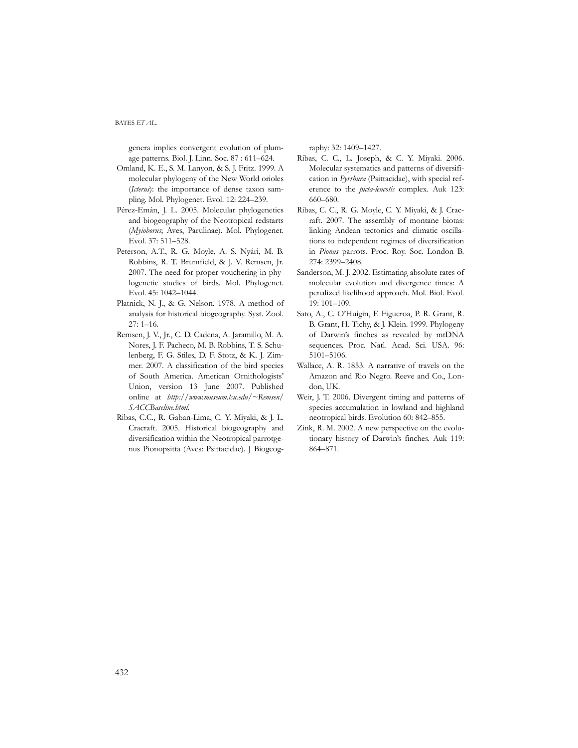genera implies convergent evolution of plumage patterns. Biol. J. Linn. Soc. 87 : 611–624.

Omland, K. E., S. M. Lanyon, & S. J. Fritz. 1999. A molecular phylogeny of the New World orioles (*Icterus*): the importance of dense taxon sampling. Mol. Phylogenet. Evol. 12: 224–239.

Pérez-Emán, J. L. 2005. Molecular phylogenetics and biogeography of the Neotropical redstarts (*Myioborus*; Aves, Parulinae). Mol. Phylogenet. Evol. 37: 511–528.

Peterson, A.T., R. G. Moyle, A. S. Nyári, M. B. Robbins, R. T. Brumfield, & J. V. Remsen, Jr. 2007. The need for proper vouchering in phylogenetic studies of birds. Mol. Phylogenet. Evol. 45: 1042–1044.

Platnick, N. J., & G. Nelson. 1978. A method of analysis for historical biogeography. Syst. Zool. 27: 1–16.

Remsen, J. V., Jr., C. D. Cadena, A. Jaramillo, M. A. Nores, J. F. Pacheco, M. B. Robbins, T. S. Schulenberg, F. G. Stiles, D. F. Stotz, & K. J. Zimmer. 2007. A classification of the bird species of South America. American Ornithologists' Union, version 13 June 2007. Published online at *http://www.museum.lsu.edu/~Remsen/SACCBaseline.html.*

Ribas, C.C., R. Gaban-Lima, C. Y. Miyaki, & J. L. Cracraft. 2005. Historical biogeography and diversification within the Neotropical parrotgenus Pionopsitta (Aves: Psittacidae). J Biogeography: 32: 1409–1427.

Ribas, C. C., L. Joseph, & C. Y. Miyaki. 2006. Molecular systematics and patterns of diversification in *Pyrrhura* (Psittacidae), with special reference to the *picta-leucotis* complex. Auk 123: 660–680.

Ribas, C. C., R. G. Moyle, C. Y. Miyaki, & J. Cracraft. 2007. The assembly of montane biotas: linking Andean tectonics and climatic oscillations to independent regimes of diversification in *Pionus* parrots. Proc. Roy. Soc. London B. 274: 2399–2408.

Sanderson, M. J. 2002. Estimating absolute rates of molecular evolution and divergence times: A penalized likelihood approach. Mol. Biol. Evol. 19: 101–109.

Sato, A., C. O'Huigin, F. Figueroa, P. R. Grant, R. B. Grant, H. Tichy, & J. Klein. 1999. Phylogeny of Darwin's finches as revealed by mtDNA sequences. Proc. Natl. Acad. Sci. USA. 96: 5101–5106.

Wallace, A. R. 1853. A narrative of travels on the Amazon and Rio Negro. Reeve and Co., London, UK.

Weir, J. T. 2006. Divergent timing and patterns of species accumulation in lowland and highland neotropical birds. Evolution 60: 842–855.

Zink, R. M. 2002. A new perspective on the evolutionary history of Darwin's finches. Auk 119: 864–871.